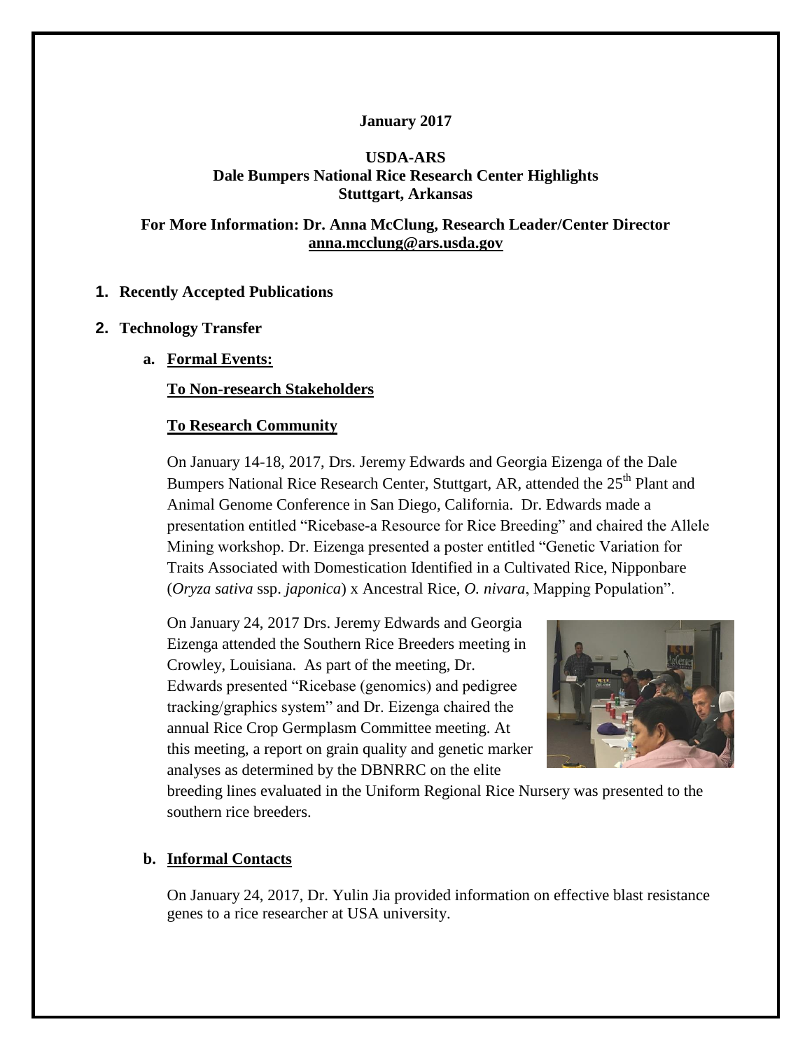**January 2017**

**USDA-ARS**
**Dale Bumpers National Rice Research Center Highlights**
**Stuttgart, Arkansas**

**For More Information: Dr. Anna McClung, Research Leader/Center Director**
**anna.mcclung@ars.usda.gov**

## 1. Recently Accepted Publications

## 2. Technology Transfer

### a. Formal Events:

**To Non-research Stakeholders**

**To Research Community**

On January 14-18, 2017, Drs. Jeremy Edwards and Georgia Eizenga of the Dale Bumpers National Rice Research Center, Stuttgart, AR, attended the 25th Plant and Animal Genome Conference in San Diego, California. Dr. Edwards made a presentation entitled "Ricebase-a Resource for Rice Breeding" and chaired the Allele Mining workshop. Dr. Eizenga presented a poster entitled "Genetic Variation for Traits Associated with Domestication Identified in a Cultivated Rice, Nipponbare (*Oryza sativa* ssp. *japonica*) x Ancestral Rice, *O. nivara*, Mapping Population".

On January 24, 2017 Drs. Jeremy Edwards and Georgia Eizenga attended the Southern Rice Breeders meeting in Crowley, Louisiana. As part of the meeting, Dr. Edwards presented "Ricebase (genomics) and pedigree tracking/graphics system" and Dr. Eizenga chaired the annual Rice Crop Germplasm Committee meeting. At this meeting, a report on grain quality and genetic marker analyses as determined by the DBNRRC on the elite breeding lines evaluated in the Uniform Regional Rice Nursery was presented to the southern rice breeders.

### b. Informal Contacts

On January 24, 2017, Dr. Yulin Jia provided information on effective blast resistance genes to a rice researcher at USA university.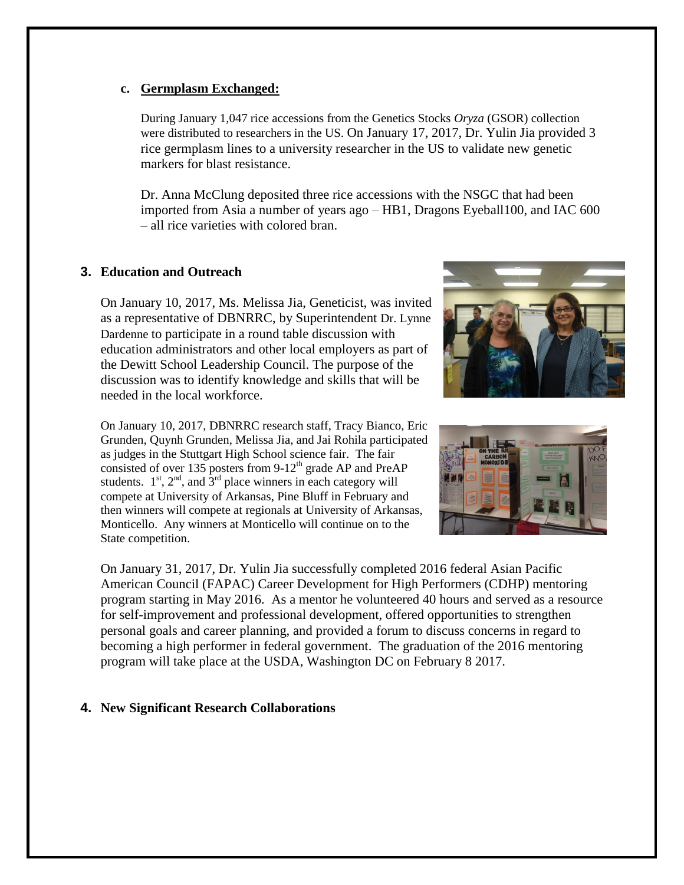### c. Germplasm Exchanged:

During January 1,047 rice accessions from the Genetics Stocks *Oryza* (GSOR) collection were distributed to researchers in the US. On January 17, 2017, Dr. Yulin Jia provided 3 rice germplasm lines to a university researcher in the US to validate new genetic markers for blast resistance.

Dr. Anna McClung deposited three rice accessions with the NSGC that had been imported from Asia a number of years ago – HB1, Dragons Eyeball100, and IAC 600 – all rice varieties with colored bran.

## 3. Education and Outreach

On January 10, 2017, Ms. Melissa Jia, Geneticist, was invited as a representative of DBNRRC, by Superintendent Dr. Lynne Dardenne to participate in a round table discussion with education administrators and other local employers as part of the Dewitt School Leadership Council. The purpose of the discussion was to identify knowledge and skills that will be needed in the local workforce.

On January 10, 2017, DBNRRC research staff, Tracy Bianco, Eric Grunden, Quynh Grunden, Melissa Jia, and Jai Rohila participated as judges in the Stuttgart High School science fair. The fair consisted of over 135 posters from 9-12th grade AP and PreAP students. 1st, 2nd, and 3rd place winners in each category will compete at University of Arkansas, Pine Bluff in February and then winners will compete at regionals at University of Arkansas, Monticello. Any winners at Monticello will continue on to the State competition.

On January 31, 2017, Dr. Yulin Jia successfully completed 2016 federal Asian Pacific American Council (FAPAC) Career Development for High Performers (CDHP) mentoring program starting in May 2016. As a mentor he volunteered 40 hours and served as a resource for self-improvement and professional development, offered opportunities to strengthen personal goals and career planning, and provided a forum to discuss concerns in regard to becoming a high performer in federal government. The graduation of the 2016 mentoring program will take place at the USDA, Washington DC on February 8 2017.

## 4. New Significant Research Collaborations